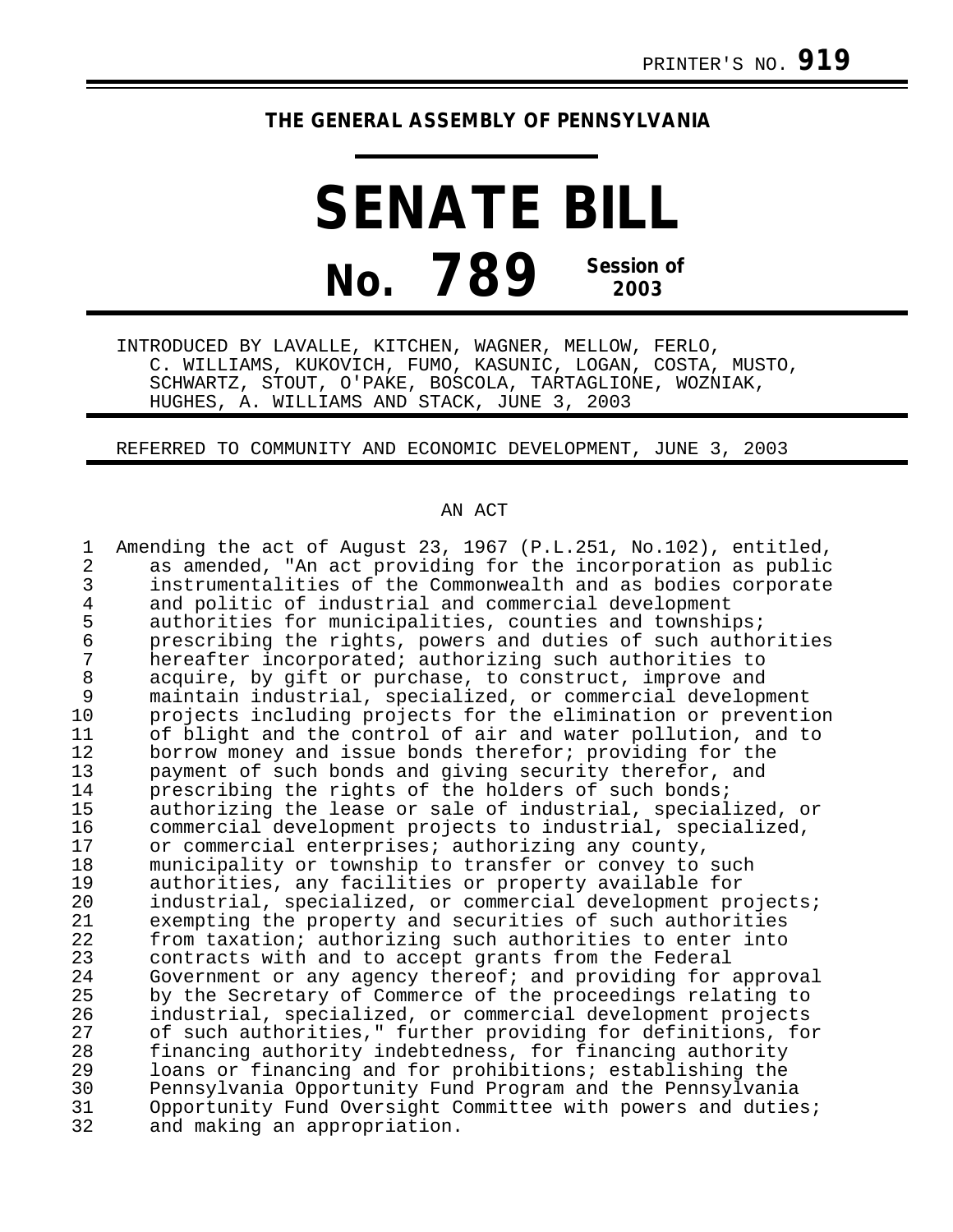PRINTER'S NO. **919**

**THE GENERAL ASSEMBLY OF PENNSYLVANIA**

# SENATE BILL

# No. 789 Session of 2003

INTRODUCED BY LAVALLE, KITCHEN, WAGNER, MELLOW, FERLO, C. WILLIAMS, KUKOVICH, FUMO, KASUNIC, LOGAN, COSTA, MUSTO, SCHWARTZ, STOUT, O'PAKE, BOSCOLA, TARTAGLIONE, WOZNIAK, HUGHES, A. WILLIAMS AND STACK, JUNE 3, 2003

REFERRED TO COMMUNITY AND ECONOMIC DEVELOPMENT, JUNE 3, 2003

AN ACT

1 Amending the act of August 23, 1967 (P.L.251, No.102), entitled,
2 as amended, "An act providing for the incorporation as public
3 instrumentalities of the Commonwealth and as bodies corporate
4 and politic of industrial and commercial development
5 authorities for municipalities, counties and townships;
6 prescribing the rights, powers and duties of such authorities
7 hereafter incorporated; authorizing such authorities to
8 acquire, by gift or purchase, to construct, improve and
9 maintain industrial, specialized, or commercial development
10 projects including projects for the elimination or prevention
11 of blight and the control of air and water pollution, and to
12 borrow money and issue bonds therefor; providing for the
13 payment of such bonds and giving security therefor, and
14 prescribing the rights of the holders of such bonds;
15 authorizing the lease or sale of industrial, specialized, or
16 commercial development projects to industrial, specialized,
17 or commercial enterprises; authorizing any county,
18 municipality or township to transfer or convey to such
19 authorities, any facilities or property available for
20 industrial, specialized, or commercial development projects;
21 exempting the property and securities of such authorities
22 from taxation; authorizing such authorities to enter into
23 contracts with and to accept grants from the Federal
24 Government or any agency thereof; and providing for approval
25 by the Secretary of Commerce of the proceedings relating to
26 industrial, specialized, or commercial development projects
27 of such authorities," further providing for definitions, for
28 financing authority indebtedness, for financing authority
29 loans or financing and for prohibitions; establishing the
30 Pennsylvania Opportunity Fund Program and the Pennsylvania
31 Opportunity Fund Oversight Committee with powers and duties;
32 and making an appropriation.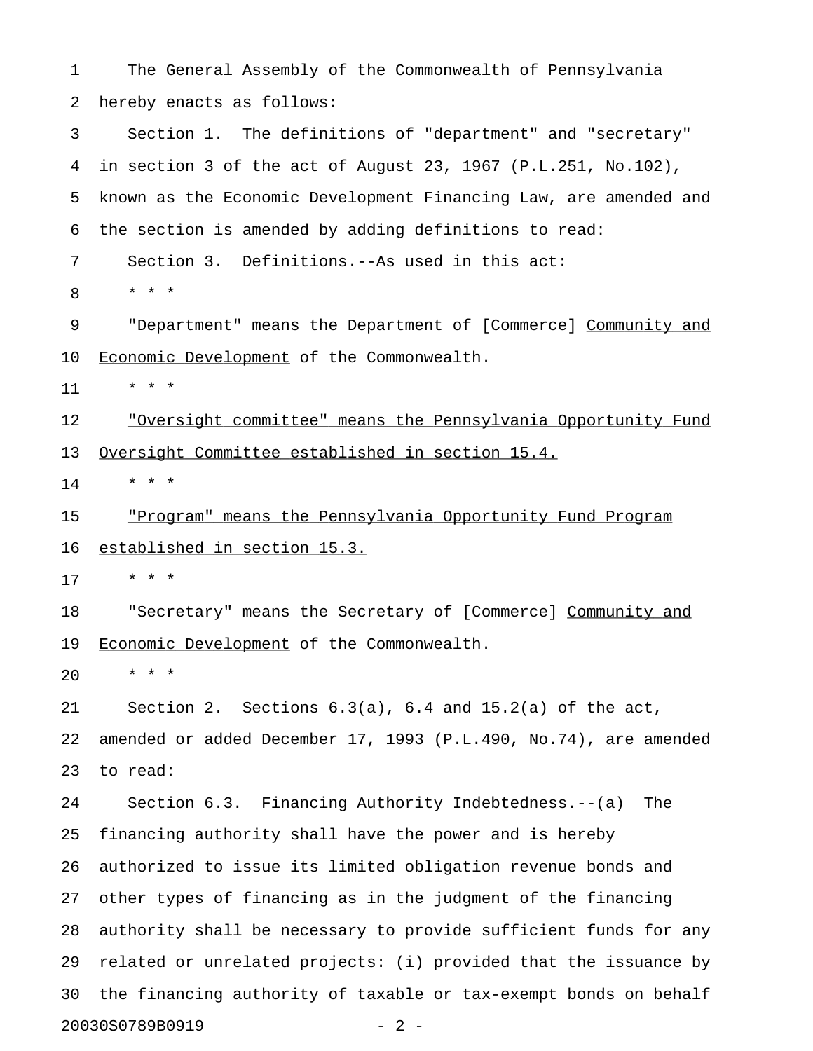The General Assembly of the Commonwealth of Pennsylvania hereby enacts as follows:

Section 1. The definitions of "department" and "secretary" in section 3 of the act of August 23, 1967 (P.L.251, No.102), known as the Economic Development Financing Law, are amended and the section is amended by adding definitions to read:

Section 3. Definitions.--As used in this act:

* * *

"Department" means the Department of [Commerce] <u>Community and Economic Development</u> of the Commonwealth.

* * *

<u>"Oversight committee" means the Pennsylvania Opportunity Fund Oversight Committee established in section 15.4.</u>

* * *

<u>"Program" means the Pennsylvania Opportunity Fund Program established in section 15.3.</u>

* * *

"Secretary" means the Secretary of [Commerce] <u>Community and Economic Development</u> of the Commonwealth.

* * *

Section 2. Sections 6.3(a), 6.4 and 15.2(a) of the act, amended or added December 17, 1993 (P.L.490, No.74), are amended to read:

Section 6.3. Financing Authority Indebtedness.--(a) The financing authority shall have the power and is hereby authorized to issue its limited obligation revenue bonds and other types of financing as in the judgment of the financing authority shall be necessary to provide sufficient funds for any related or unrelated projects: (i) provided that the issuance by the financing authority of taxable or tax-exempt bonds on behalf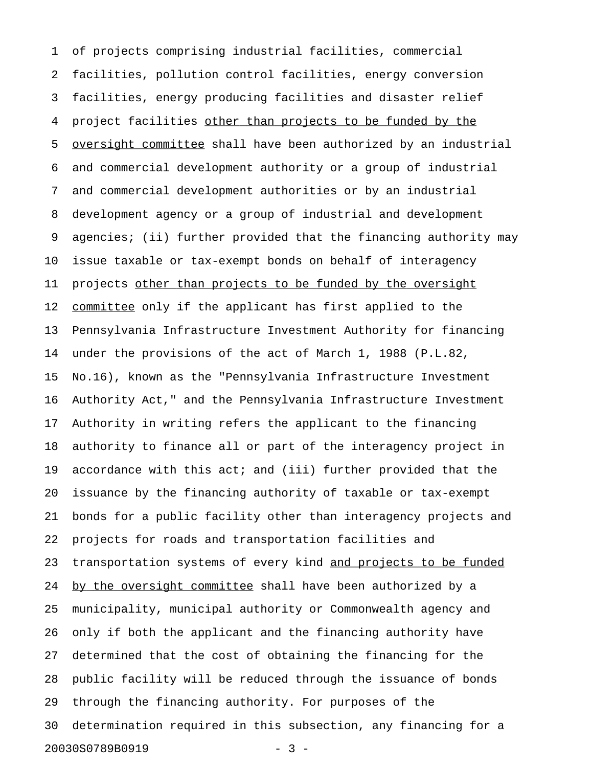of projects comprising industrial facilities, commercial facilities, pollution control facilities, energy conversion facilities, energy producing facilities and disaster relief project facilities <u>other than projects to be funded by the oversight committee</u> shall have been authorized by an industrial and commercial development authority or a group of industrial and commercial development authorities or by an industrial development agency or a group of industrial and development agencies; (ii) further provided that the financing authority may issue taxable or tax-exempt bonds on behalf of interagency projects <u>other than projects to be funded by the oversight committee</u> only if the applicant has first applied to the Pennsylvania Infrastructure Investment Authority for financing under the provisions of the act of March 1, 1988 (P.L.82, No.16), known as the "Pennsylvania Infrastructure Investment Authority Act," and the Pennsylvania Infrastructure Investment Authority in writing refers the applicant to the financing authority to finance all or part of the interagency project in accordance with this act; and (iii) further provided that the issuance by the financing authority of taxable or tax-exempt bonds for a public facility other than interagency projects and projects for roads and transportation facilities and transportation systems of every kind <u>and projects to be funded by the oversight committee</u> shall have been authorized by a municipality, municipal authority or Commonwealth agency and only if both the applicant and the financing authority have determined that the cost of obtaining the financing for the public facility will be reduced through the issuance of bonds through the financing authority. For purposes of the determination required in this subsection, any financing for a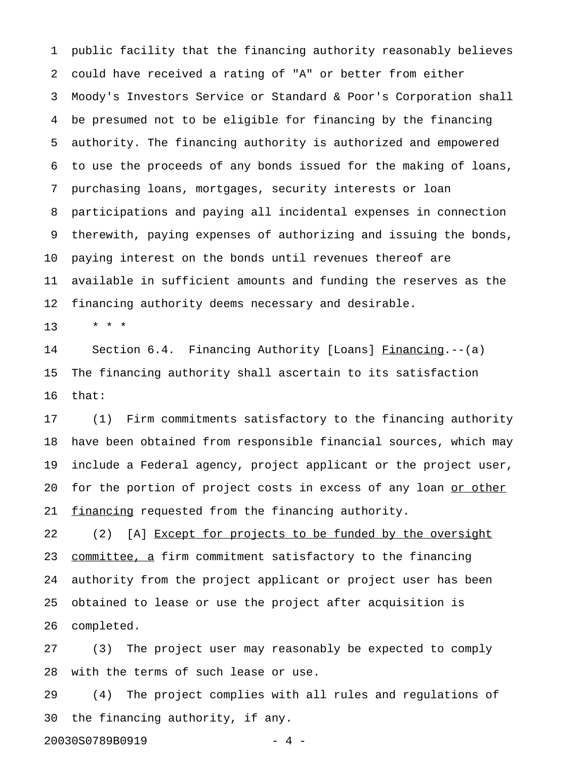public facility that the financing authority reasonably believes could have received a rating of "A" or better from either Moody's Investors Service or Standard & Poor's Corporation shall be presumed not to be eligible for financing by the financing authority. The financing authority is authorized and empowered to use the proceeds of any bonds issued for the making of loans, purchasing loans, mortgages, security interests or loan participations and paying all incidental expenses in connection therewith, paying expenses of authorizing and issuing the bonds, paying interest on the bonds until revenues thereof are available in sufficient amounts and funding the reserves as the financing authority deems necessary and desirable.

\* \* \*

Section 6.4. Financing Authority [Loans] <u>Financing</u>.--(a) The financing authority shall ascertain to its satisfaction that:

(1) Firm commitments satisfactory to the financing authority have been obtained from responsible financial sources, which may include a Federal agency, project applicant or the project user, for the portion of project costs in excess of any loan <u>or other financing</u> requested from the financing authority.

(2) [A] <u>Except for projects to be funded by the oversight committee, a</u> firm commitment satisfactory to the financing authority from the project applicant or project user has been obtained to lease or use the project after acquisition is completed.

(3) The project user may reasonably be expected to comply with the terms of such lease or use.

(4) The project complies with all rules and regulations of the financing authority, if any.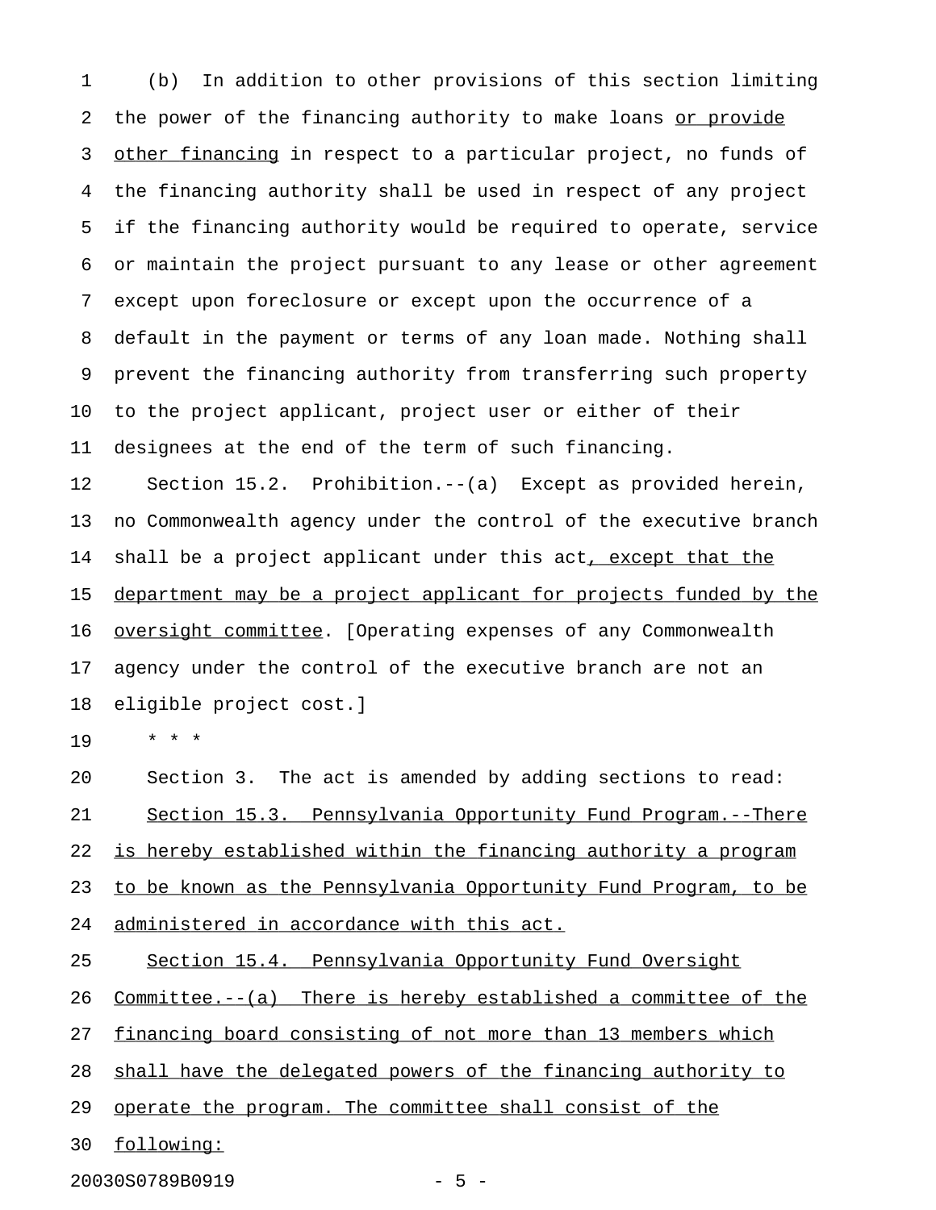(b) In addition to other provisions of this section limiting the power of the financing authority to make loans or provide other financing in respect to a particular project, no funds of the financing authority shall be used in respect of any project if the financing authority would be required to operate, service or maintain the project pursuant to any lease or other agreement except upon foreclosure or except upon the occurrence of a default in the payment or terms of any loan made. Nothing shall prevent the financing authority from transferring such property to the project applicant, project user or either of their designees at the end of the term of such financing.

Section 15.2. Prohibition.--(a) Except as provided herein, no Commonwealth agency under the control of the executive branch shall be a project applicant under this act, except that the department may be a project applicant for projects funded by the oversight committee. [Operating expenses of any Commonwealth agency under the control of the executive branch are not an eligible project cost.]

* * *

Section 3. The act is amended by adding sections to read:

Section 15.3. Pennsylvania Opportunity Fund Program.--There is hereby established within the financing authority a program to be known as the Pennsylvania Opportunity Fund Program, to be administered in accordance with this act.

Section 15.4. Pennsylvania Opportunity Fund Oversight Committee.--(a) There is hereby established a committee of the financing board consisting of not more than 13 members which shall have the delegated powers of the financing authority to operate the program. The committee shall consist of the following: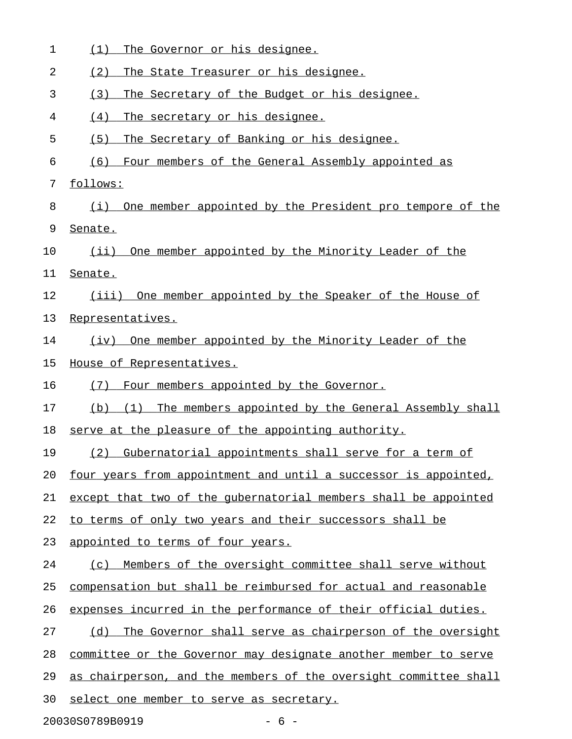(1) The Governor or his designee.

(2) The State Treasurer or his designee.

(3) The Secretary of the Budget or his designee.

(4) The secretary or his designee.

(5) The Secretary of Banking or his designee.

(6) Four members of the General Assembly appointed as follows:

(i) One member appointed by the President pro tempore of the Senate.

(ii) One member appointed by the Minority Leader of the Senate.

(iii) One member appointed by the Speaker of the House of Representatives.

(iv) One member appointed by the Minority Leader of the House of Representatives.

(7) Four members appointed by the Governor.

(b) (1) The members appointed by the General Assembly shall serve at the pleasure of the appointing authority.

(2) Gubernatorial appointments shall serve for a term of four years from appointment and until a successor is appointed, except that two of the gubernatorial members shall be appointed to terms of only two years and their successors shall be appointed to terms of four years.

(c) Members of the oversight committee shall serve without compensation but shall be reimbursed for actual and reasonable expenses incurred in the performance of their official duties.

(d) The Governor shall serve as chairperson of the oversight committee or the Governor may designate another member to serve as chairperson, and the members of the oversight committee shall select one member to serve as secretary.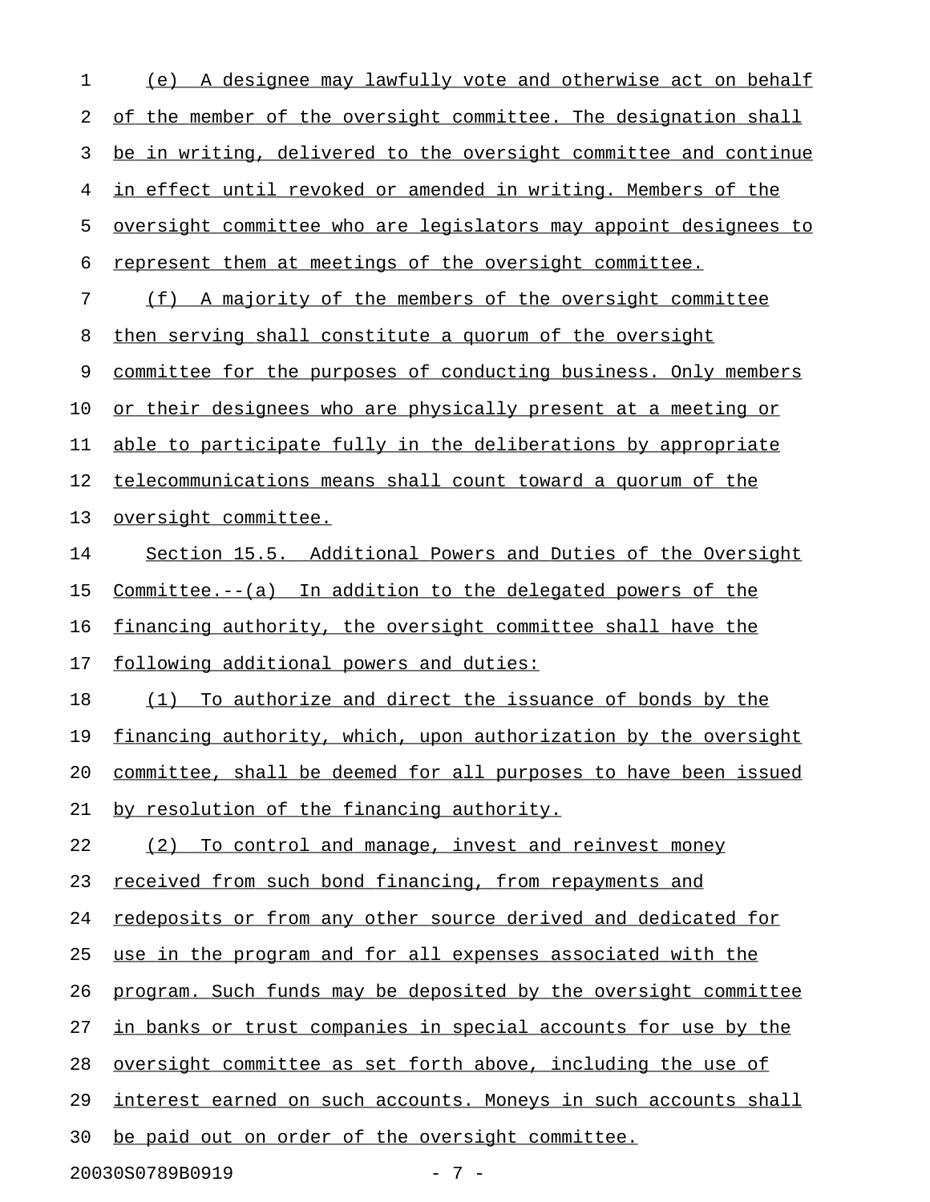(e) A designee may lawfully vote and otherwise act on behalf of the member of the oversight committee. The designation shall be in writing, delivered to the oversight committee and continue in effect until revoked or amended in writing. Members of the oversight committee who are legislators may appoint designees to represent them at meetings of the oversight committee.

(f) A majority of the members of the oversight committee then serving shall constitute a quorum of the oversight committee for the purposes of conducting business. Only members or their designees who are physically present at a meeting or able to participate fully in the deliberations by appropriate telecommunications means shall count toward a quorum of the oversight committee.

Section 15.5. Additional Powers and Duties of the Oversight Committee.--(a) In addition to the delegated powers of the financing authority, the oversight committee shall have the following additional powers and duties:

(1) To authorize and direct the issuance of bonds by the financing authority, which, upon authorization by the oversight committee, shall be deemed for all purposes to have been issued by resolution of the financing authority.

(2) To control and manage, invest and reinvest money received from such bond financing, from repayments and redeposits or from any other source derived and dedicated for use in the program and for all expenses associated with the program. Such funds may be deposited by the oversight committee in banks or trust companies in special accounts for use by the oversight committee as set forth above, including the use of interest earned on such accounts. Moneys in such accounts shall be paid out on order of the oversight committee.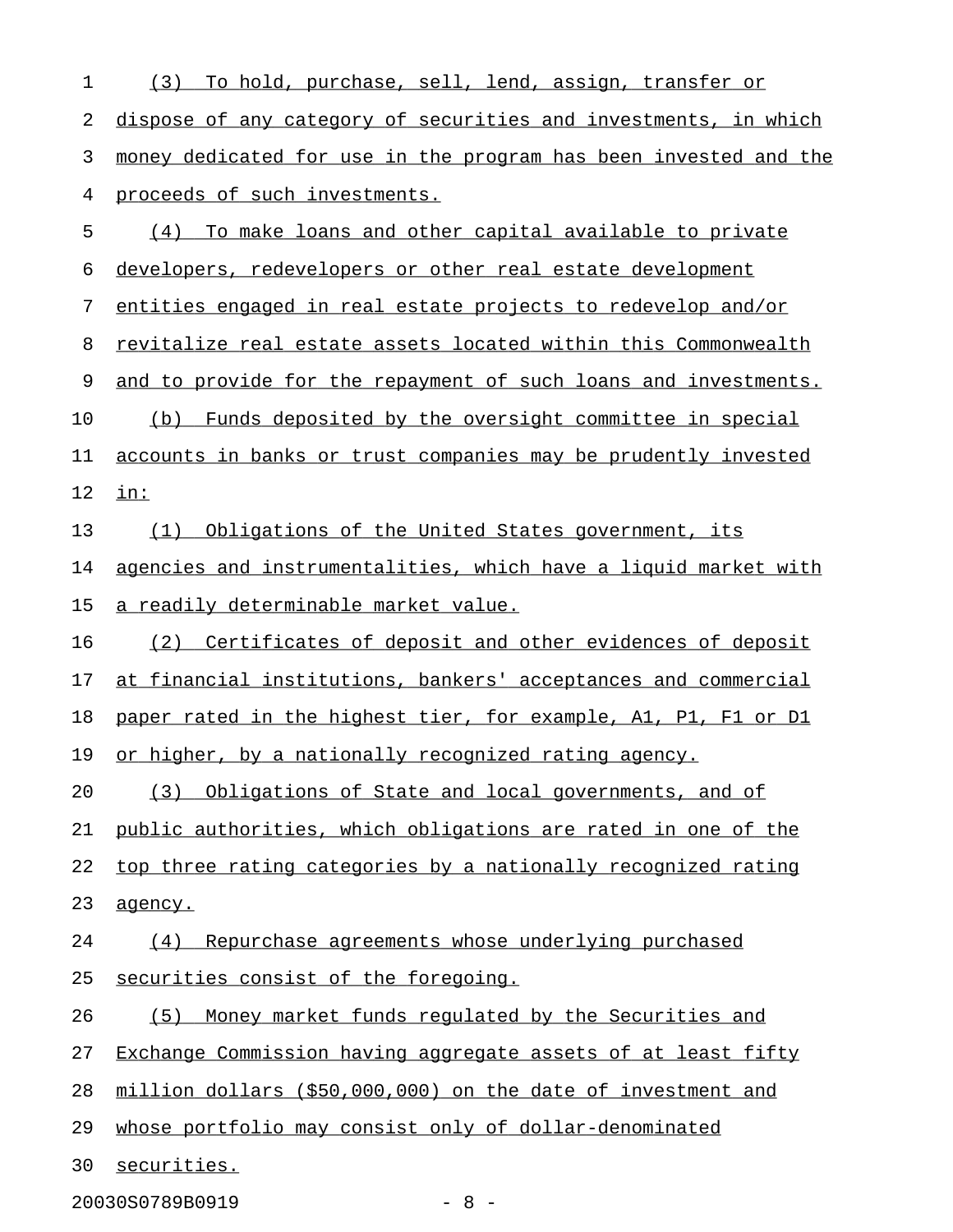(3) To hold, purchase, sell, lend, assign, transfer or dispose of any category of securities and investments, in which money dedicated for use in the program has been invested and the proceeds of such investments.

(4) To make loans and other capital available to private developers, redevelopers or other real estate development entities engaged in real estate projects to redevelop and/or revitalize real estate assets located within this Commonwealth and to provide for the repayment of such loans and investments.

(b) Funds deposited by the oversight committee in special accounts in banks or trust companies may be prudently invested in:

(1) Obligations of the United States government, its agencies and instrumentalities, which have a liquid market with a readily determinable market value.

(2) Certificates of deposit and other evidences of deposit at financial institutions, bankers' acceptances and commercial paper rated in the highest tier, for example, A1, P1, F1 or D1 or higher, by a nationally recognized rating agency.

(3) Obligations of State and local governments, and of public authorities, which obligations are rated in one of the top three rating categories by a nationally recognized rating agency.

(4) Repurchase agreements whose underlying purchased securities consist of the foregoing.

(5) Money market funds regulated by the Securities and Exchange Commission having aggregate assets of at least fifty million dollars ($50,000,000) on the date of investment and whose portfolio may consist only of dollar-denominated securities.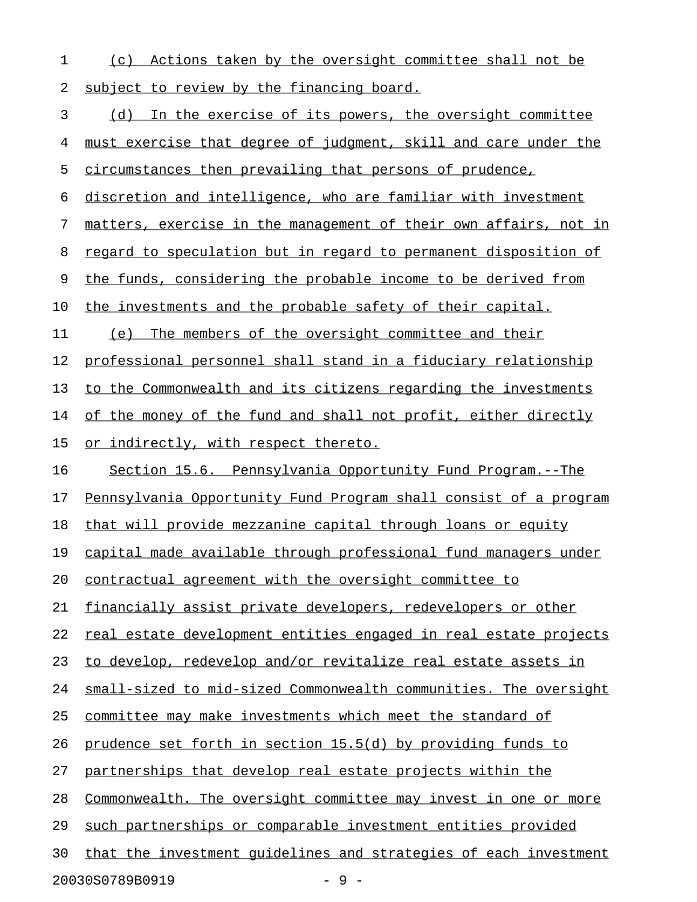(c) Actions taken by the oversight committee shall not be subject to review by the financing board.

(d) In the exercise of its powers, the oversight committee must exercise that degree of judgment, skill and care under the circumstances then prevailing that persons of prudence, discretion and intelligence, who are familiar with investment matters, exercise in the management of their own affairs, not in regard to speculation but in regard to permanent disposition of the funds, considering the probable income to be derived from the investments and the probable safety of their capital.

(e) The members of the oversight committee and their professional personnel shall stand in a fiduciary relationship to the Commonwealth and its citizens regarding the investments of the money of the fund and shall not profit, either directly or indirectly, with respect thereto.

Section 15.6. Pennsylvania Opportunity Fund Program.--The Pennsylvania Opportunity Fund Program shall consist of a program that will provide mezzanine capital through loans or equity capital made available through professional fund managers under contractual agreement with the oversight committee to financially assist private developers, redevelopers or other real estate development entities engaged in real estate projects to develop, redevelop and/or revitalize real estate assets in small-sized to mid-sized Commonwealth communities. The oversight committee may make investments which meet the standard of prudence set forth in section 15.5(d) by providing funds to partnerships that develop real estate projects within the Commonwealth. The oversight committee may invest in one or more such partnerships or comparable investment entities provided that the investment guidelines and strategies of each investment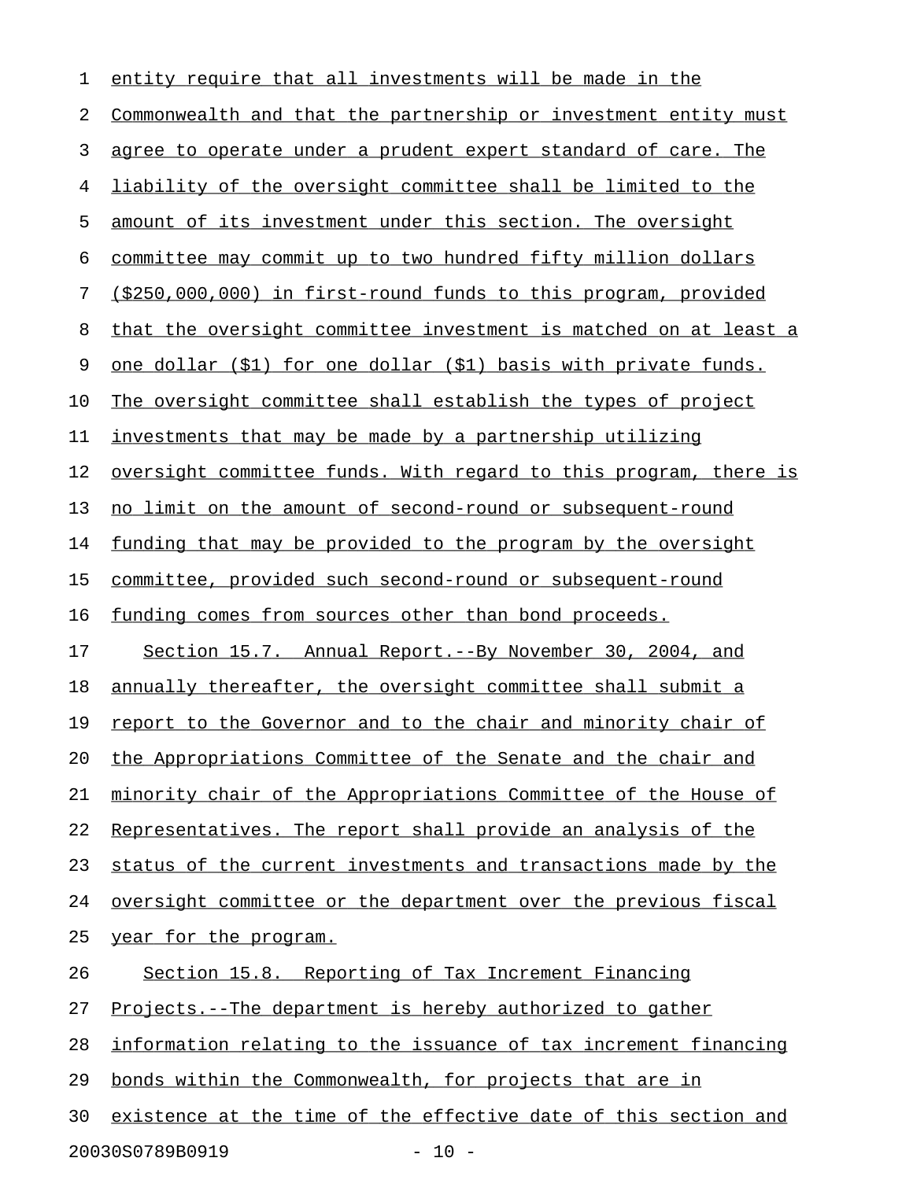entity require that all investments will be made in the Commonwealth and that the partnership or investment entity must agree to operate under a prudent expert standard of care. The liability of the oversight committee shall be limited to the amount of its investment under this section. The oversight committee may commit up to two hundred fifty million dollars ($250,000,000) in first-round funds to this program, provided that the oversight committee investment is matched on at least a one dollar ($1) for one dollar ($1) basis with private funds. The oversight committee shall establish the types of project investments that may be made by a partnership utilizing oversight committee funds. With regard to this program, there is no limit on the amount of second-round or subsequent-round funding that may be provided to the program by the oversight committee, provided such second-round or subsequent-round funding comes from sources other than bond proceeds.

Section 15.7. Annual Report.--By November 30, 2004, and annually thereafter, the oversight committee shall submit a report to the Governor and to the chair and minority chair of the Appropriations Committee of the Senate and the chair and minority chair of the Appropriations Committee of the House of Representatives. The report shall provide an analysis of the status of the current investments and transactions made by the oversight committee or the department over the previous fiscal year for the program.

Section 15.8. Reporting of Tax Increment Financing Projects.--The department is hereby authorized to gather information relating to the issuance of tax increment financing bonds within the Commonwealth, for projects that are in existence at the time of the effective date of this section and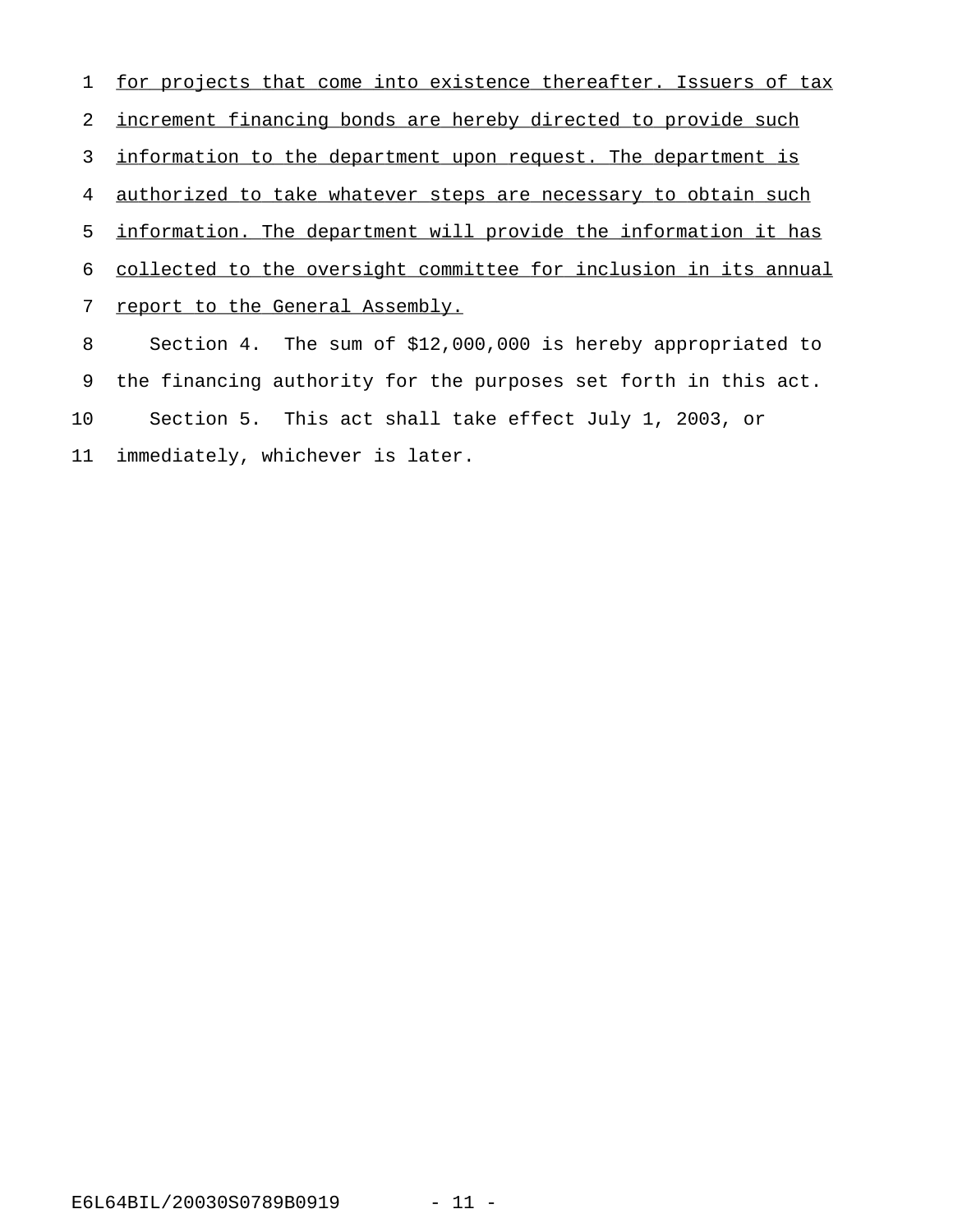<u>for projects that come into existence thereafter. Issuers of tax increment financing bonds are hereby directed to provide such information to the department upon request. The department is authorized to take whatever steps are necessary to obtain such information. The department will provide the information it has collected to the oversight committee for inclusion in its annual report to the General Assembly.</u>

Section 4. The sum of $12,000,000 is hereby appropriated to the financing authority for the purposes set forth in this act.

Section 5. This act shall take effect July 1, 2003, or immediately, whichever is later.